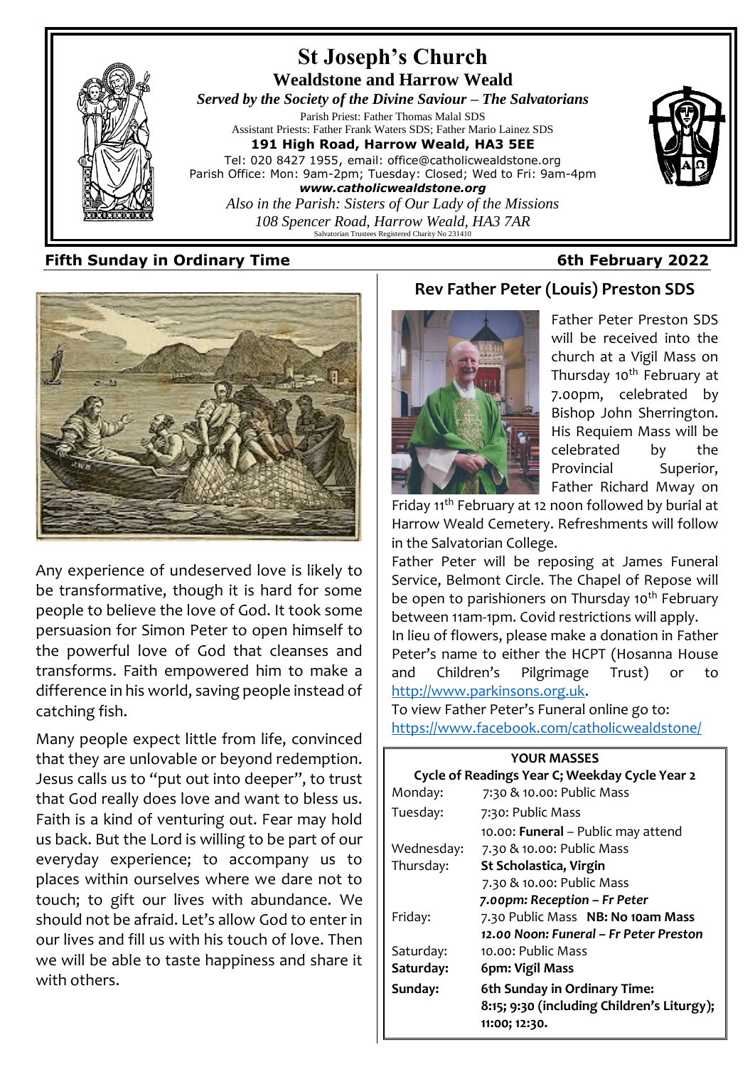# St Joseph's Church

## Wealdstone and Harrow Weald

***Served by the Society of the Divine Saviour – The Salvatorians***

Parish Priest: Father Thomas Malal SDS
Assistant Priests: Father Frank Waters SDS; Father Mario Lainez SDS

**191 High Road, Harrow Weald, HA3 5EE**

Tel: 020 8427 1955, email: office@catholicwealdstone.org
Parish Office: Mon: 9am-2pm; Tuesday: Closed; Wed to Fri: 9am-4pm

***www.catholicwealdstone.org***

*Also in the Parish: Sisters of Our Lady of the Missions*
*108 Spencer Road, Harrow Weald, HA3 7AR*

Salvatorian Trustees Registered Charity No 231410

**Fifth Sunday in Ordinary Time** **6th February 2022**

Any experience of undeserved love is likely to be transformative, though it is hard for some people to believe the love of God. It took some persuasion for Simon Peter to open himself to the powerful love of God that cleanses and transforms. Faith empowered him to make a difference in his world, saving people instead of catching fish.

Many people expect little from life, convinced that they are unlovable or beyond redemption. Jesus calls us to "put out into deeper", to trust that God really does love and want to bless us. Faith is a kind of venturing out. Fear may hold us back. But the Lord is willing to be part of our everyday experience; to accompany us to places within ourselves where we dare not to touch; to gift our lives with abundance. We should not be afraid. Let's allow God to enter in our lives and fill us with his touch of love. Then we will be able to taste happiness and share it with others.

## Rev Father Peter (Louis) Preston SDS

Father Peter Preston SDS will be received into the church at a Vigil Mass on Thursday 10th February at 7.00pm, celebrated by Bishop John Sherrington. His Requiem Mass will be celebrated by the Provincial Superior, Father Richard Mway on Friday 11th February at 12 noon followed by burial at Harrow Weald Cemetery. Refreshments will follow in the Salvatorian College.

Father Peter will be reposing at James Funeral Service, Belmont Circle. The Chapel of Repose will be open to parishioners on Thursday 10th February between 11am-1pm. Covid restrictions will apply.

In lieu of flowers, please make a donation in Father Peter's name to either the HCPT (Hosanna House and Children's Pilgrimage Trust) or to http://www.parkinsons.org.uk.

To view Father Peter's Funeral online go to: https://www.facebook.com/catholicwealdstone/

**YOUR MASSES**

**Cycle of Readings Year C; Weekday Cycle Year 2**

| | |
|---|---|
| Monday: | 7:30 & 10.00: Public Mass |
| Tuesday: | 7:30: Public Mass |
| | 10.00: **Funeral** – Public may attend |
| Wednesday: | 7.30 & 10.00: Public Mass |
| Thursday: | **St Scholastica, Virgin** |
| | 7.30 & 10.00: Public Mass |
| | ***7.00pm: Reception – Fr Peter*** |
| Friday: | 7.30 Public Mass **NB: No 10am Mass** |
| | ***12.00 Noon: Funeral – Fr Peter Preston*** |
| Saturday: | 10.00: Public Mass |
| **Saturday:** | **6pm: Vigil Mass** |
| **Sunday:** | **6th Sunday in Ordinary Time:** |
| | **8:15; 9:30 (including Children's Liturgy); 11:00; 12:30.** |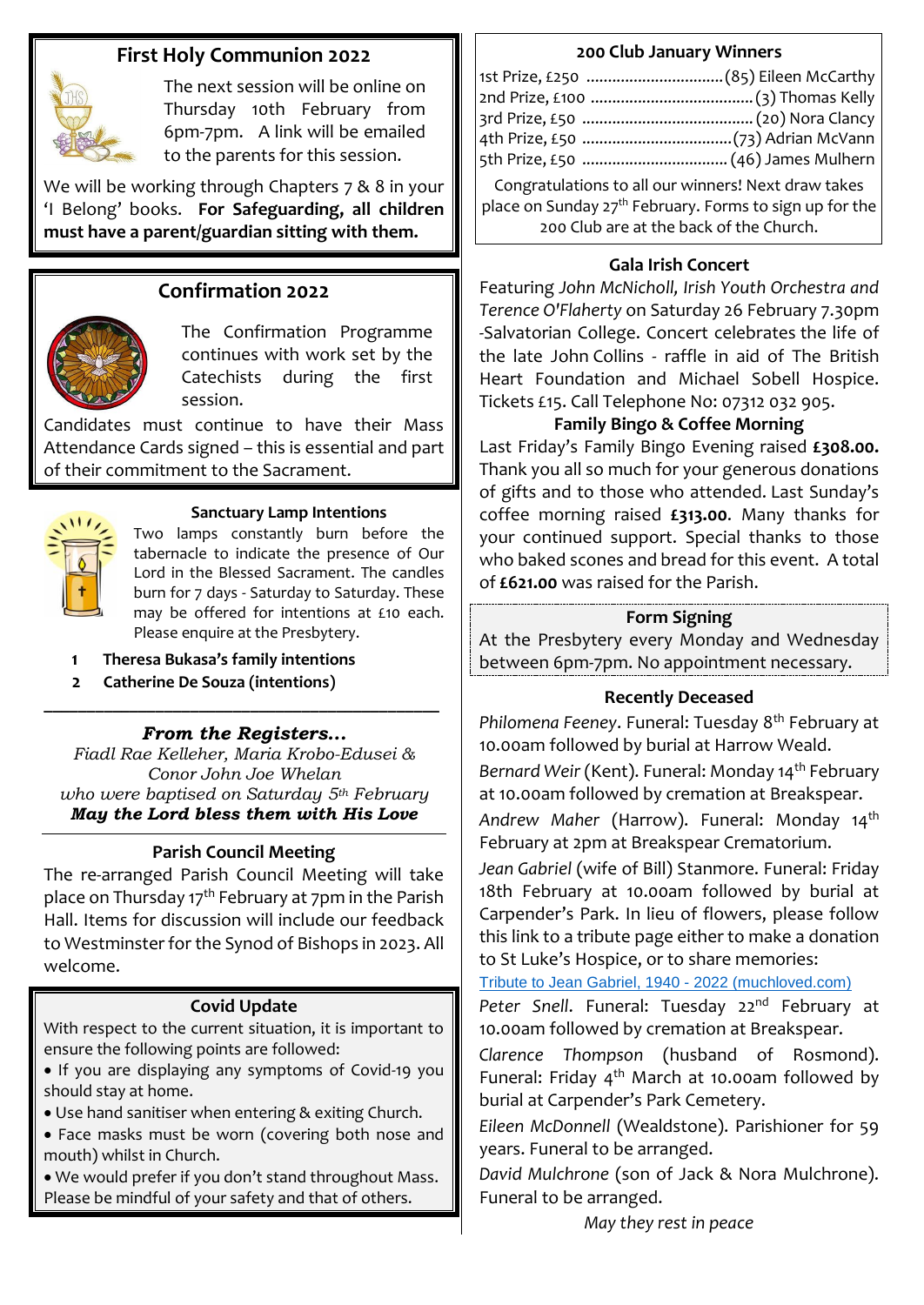## First Holy Communion 2022

The next session will be online on Thursday 10th February from 6pm-7pm. A link will be emailed to the parents for this session.

We will be working through Chapters 7 & 8 in your 'I Belong' books. **For Safeguarding, all children must have a parent/guardian sitting with them.**

## Confirmation 2022

The Confirmation Programme continues with work set by the Catechists during the first session.

Candidates must continue to have their Mass Attendance Cards signed – this is essential and part of their commitment to the Sacrament.

### Sanctuary Lamp Intentions

Two lamps constantly burn before the tabernacle to indicate the presence of Our Lord in the Blessed Sacrament. The candles burn for 7 days - Saturday to Saturday. These may be offered for intentions at £10 each. Please enquire at the Presbytery.

1. **Theresa Bukasa's family intentions**
2. **Catherine De Souza (intentions)**

### *From the Registers...*

*Fiadl Rae Kelleher, Maria Krobo-Edusei & Conor John Joe Whelan who were baptised on Saturday 5th February*
***May the Lord bless them with His Love***

### Parish Council Meeting

The re-arranged Parish Council Meeting will take place on Thursday 17th February at 7pm in the Parish Hall. Items for discussion will include our feedback to Westminster for the Synod of Bishops in 2023. All welcome.

### Covid Update

With respect to the current situation, it is important to ensure the following points are followed:

- If you are displaying any symptoms of Covid-19 you should stay at home.
- Use hand sanitiser when entering & exiting Church.
- Face masks must be worn (covering both nose and mouth) whilst in Church.
- We would prefer if you don't stand throughout Mass.

Please be mindful of your safety and that of others.

### 200 Club January Winners

1st Prize, £250 ................................ (85) Eileen McCarthy
2nd Prize, £100 ..................................... (3) Thomas Kelly
3rd Prize, £50 ....................................... (20) Nora Clancy
4th Prize, £50 ..................................(73) Adrian McVann
5th Prize, £50 ................................. (46) James Mulhern

Congratulations to all our winners! Next draw takes place on Sunday 27th February. Forms to sign up for the 200 Club are at the back of the Church.

### Gala Irish Concert

Featuring *John McNicholl, Irish Youth Orchestra and Terence O'Flaherty* on Saturday 26 February 7.30pm -Salvatorian College. Concert celebrates the life of the late John Collins - raffle in aid of The British Heart Foundation and Michael Sobell Hospice. Tickets £15. Call Telephone No: 07312 032 905.

### Family Bingo & Coffee Morning

Last Friday's Family Bingo Evening raised **£308.00.** Thank you all so much for your generous donations of gifts and to those who attended. Last Sunday's coffee morning raised **£313.00**. Many thanks for your continued support. Special thanks to those who baked scones and bread for this event. A total of **£621.00** was raised for the Parish.

### Form Signing

At the Presbytery every Monday and Wednesday between 6pm-7pm. No appointment necessary.

### Recently Deceased

*Philomena Feeney*. Funeral: Tuesday 8th February at 10.00am followed by burial at Harrow Weald.

*Bernard Weir* (Kent). Funeral: Monday 14th February at 10.00am followed by cremation at Breakspear.

*Andrew Maher* (Harrow). Funeral: Monday 14th February at 2pm at Breakspear Crematorium.

*Jean Gabriel* (wife of Bill) Stanmore. Funeral: Friday 18th February at 10.00am followed by burial at Carpender's Park. In lieu of flowers, please follow this link to a tribute page either to make a donation to St Luke's Hospice, or to share memories: Tribute to Jean Gabriel, 1940 - 2022 (muchloved.com)

*Peter Snell*. Funeral: Tuesday 22nd February at 10.00am followed by cremation at Breakspear.

*Clarence Thompson* (husband of Rosmond). Funeral: Friday 4th March at 10.00am followed by burial at Carpender's Park Cemetery.

*Eileen McDonnell* (Wealdstone). Parishioner for 59 years. Funeral to be arranged.

*David Mulchrone* (son of Jack & Nora Mulchrone). Funeral to be arranged.

*May they rest in peace*